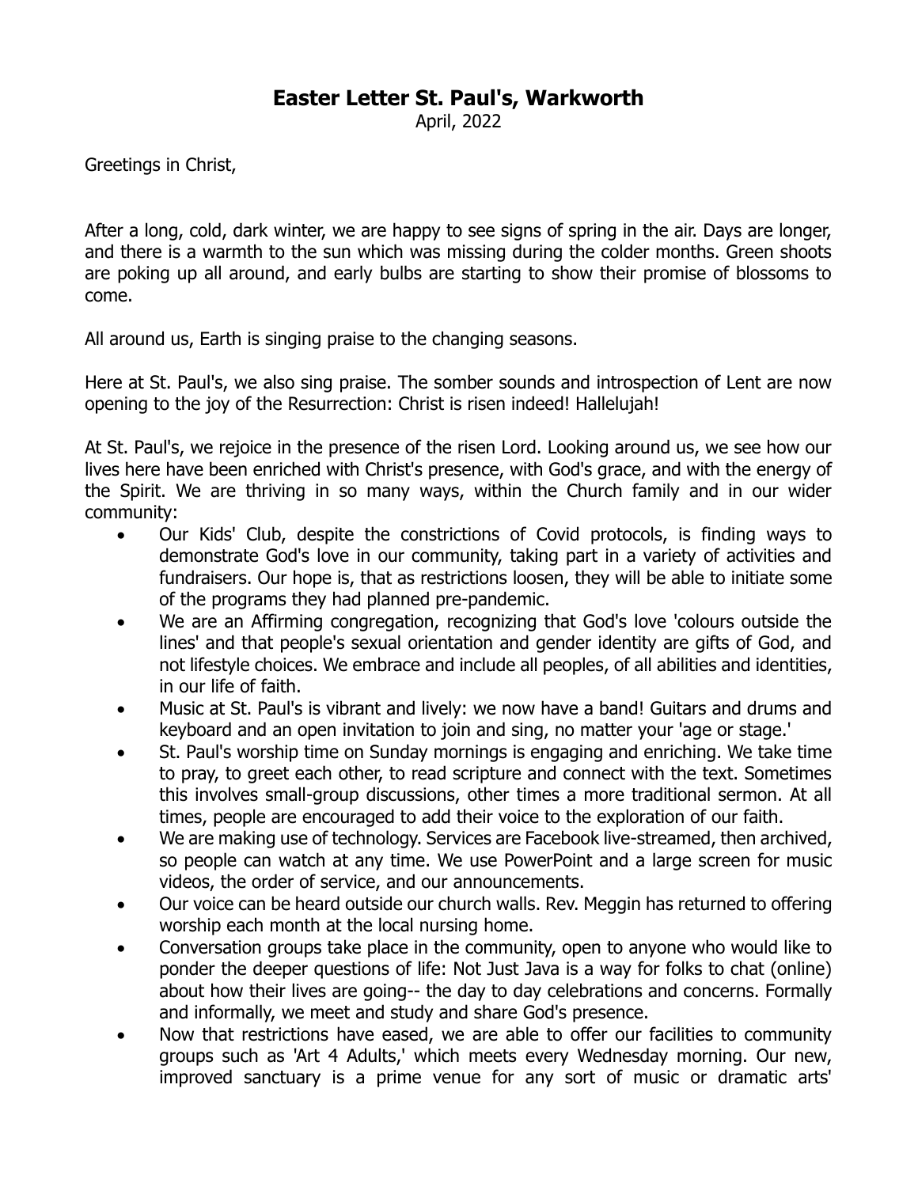# Easter Letter St. Paul's, Warkworth

April, 2022

Greetings in Christ,

After a long, cold, dark winter, we are happy to see signs of spring in the air. Days are longer, and there is a warmth to the sun which was missing during the colder months. Green shoots are poking up all around, and early bulbs are starting to show their promise of blossoms to come.

All around us, Earth is singing praise to the changing seasons.

Here at St. Paul's, we also sing praise. The somber sounds and introspection of Lent are now opening to the joy of the Resurrection: Christ is risen indeed! Hallelujah!

At St. Paul's, we rejoice in the presence of the risen Lord. Looking around us, we see how our lives here have been enriched with Christ's presence, with God's grace, and with the energy of the Spirit. We are thriving in so many ways, within the Church family and in our wider community:

- Our Kids' Club, despite the constrictions of Covid protocols, is finding ways to demonstrate God's love in our community, taking part in a variety of activities and fundraisers. Our hope is, that as restrictions loosen, they will be able to initiate some of the programs they had planned pre-pandemic.
- We are an Affirming congregation, recognizing that God's love 'colours outside the lines' and that people's sexual orientation and gender identity are gifts of God, and not lifestyle choices. We embrace and include all peoples, of all abilities and identities, in our life of faith.
- Music at St. Paul's is vibrant and lively: we now have a band! Guitars and drums and keyboard and an open invitation to join and sing, no matter your 'age or stage.'
- St. Paul's worship time on Sunday mornings is engaging and enriching. We take time to pray, to greet each other, to read scripture and connect with the text. Sometimes this involves small-group discussions, other times a more traditional sermon. At all times, people are encouraged to add their voice to the exploration of our faith.
- We are making use of technology. Services are Facebook live-streamed, then archived, so people can watch at any time. We use PowerPoint and a large screen for music videos, the order of service, and our announcements.
- Our voice can be heard outside our church walls. Rev. Meggin has returned to offering worship each month at the local nursing home.
- Conversation groups take place in the community, open to anyone who would like to ponder the deeper questions of life: Not Just Java is a way for folks to chat (online) about how their lives are going-- the day to day celebrations and concerns. Formally and informally, we meet and study and share God's presence.
- Now that restrictions have eased, we are able to offer our facilities to community groups such as 'Art 4 Adults,' which meets every Wednesday morning. Our new, improved sanctuary is a prime venue for any sort of music or dramatic arts'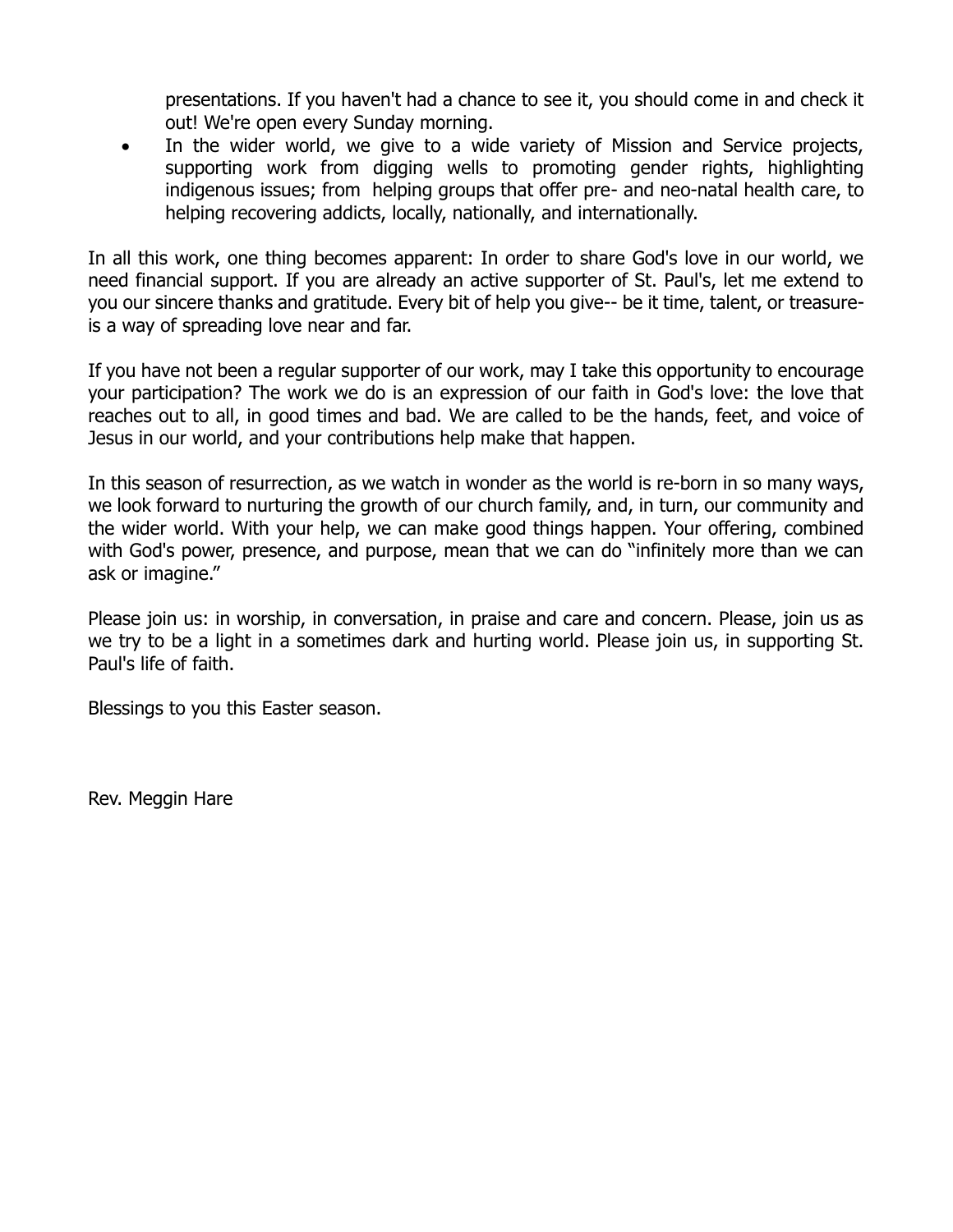presentations. If you haven't had a chance to see it, you should come in and check it out! We're open every Sunday morning.

- In the wider world, we give to a wide variety of Mission and Service projects, supporting work from digging wells to promoting gender rights, highlighting indigenous issues; from helping groups that offer pre- and neo-natal health care, to helping recovering addicts, locally, nationally, and internationally.

In all this work, one thing becomes apparent: In order to share God's love in our world, we need financial support. If you are already an active supporter of St. Paul's, let me extend to you our sincere thanks and gratitude. Every bit of help you give-- be it time, talent, or treasure- is a way of spreading love near and far.

If you have not been a regular supporter of our work, may I take this opportunity to encourage your participation? The work we do is an expression of our faith in God's love: the love that reaches out to all, in good times and bad. We are called to be the hands, feet, and voice of Jesus in our world, and your contributions help make that happen.

In this season of resurrection, as we watch in wonder as the world is re-born in so many ways, we look forward to nurturing the growth of our church family, and, in turn, our community and the wider world. With your help, we can make good things happen. Your offering, combined with God's power, presence, and purpose, mean that we can do "infinitely more than we can ask or imagine."

Please join us: in worship, in conversation, in praise and care and concern. Please, join us as we try to be a light in a sometimes dark and hurting world. Please join us, in supporting St. Paul's life of faith.

Blessings to you this Easter season.

Rev. Meggin Hare